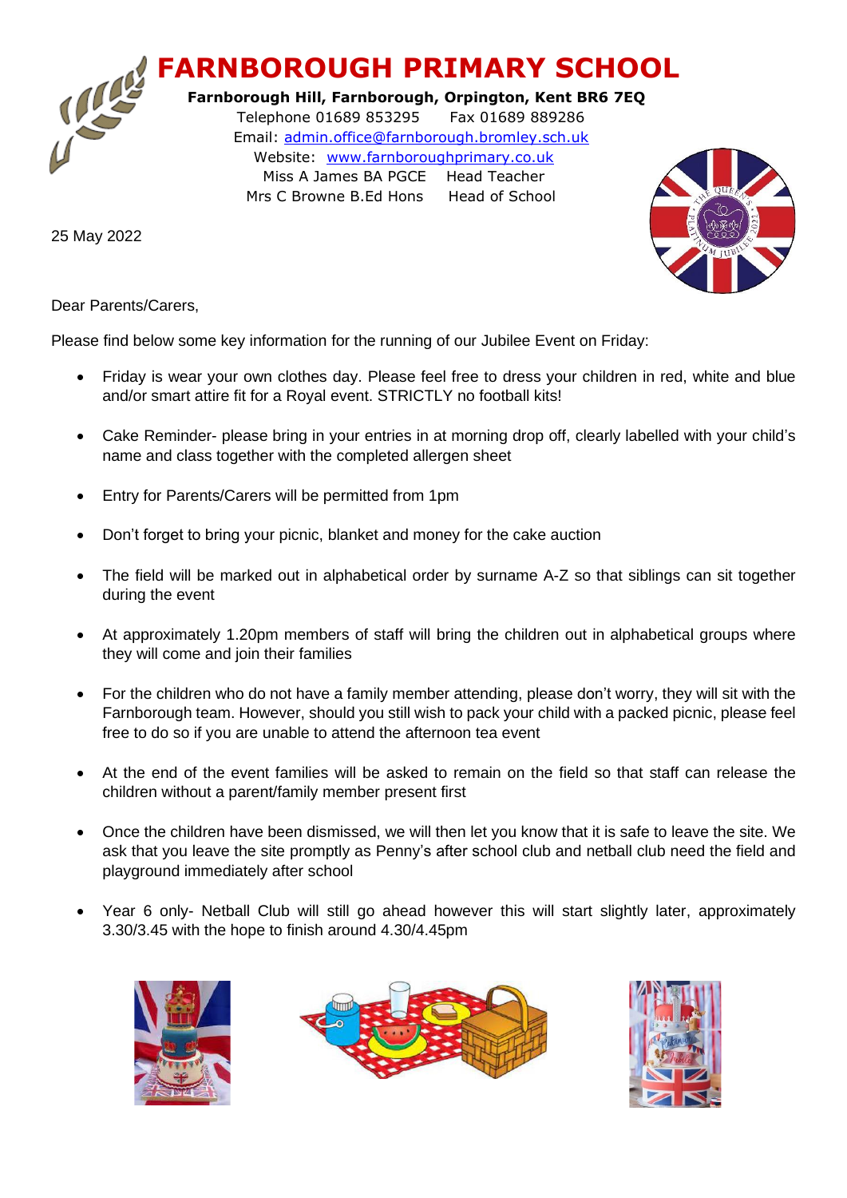# FARNBOROUGH PRIMARY SCHOOL

**Farnborough Hill, Farnborough, Orpington, Kent BR6 7EQ**
Telephone 01689 853295 Fax 01689 889286
Email: admin.office@farnborough.bromley.sch.uk
Website: www.farnboroughprimary.co.uk
Miss A James BA PGCE Head Teacher
Mrs C Browne B.Ed Hons Head of School

25 May 2022

Dear Parents/Carers,

Please find below some key information for the running of our Jubilee Event on Friday:

- Friday is wear your own clothes day. Please feel free to dress your children in red, white and blue and/or smart attire fit for a Royal event. STRICTLY no football kits!
- Cake Reminder- please bring in your entries in at morning drop off, clearly labelled with your child's name and class together with the completed allergen sheet
- Entry for Parents/Carers will be permitted from 1pm
- Don't forget to bring your picnic, blanket and money for the cake auction
- The field will be marked out in alphabetical order by surname A-Z so that siblings can sit together during the event
- At approximately 1.20pm members of staff will bring the children out in alphabetical groups where they will come and join their families
- For the children who do not have a family member attending, please don't worry, they will sit with the Farnborough team. However, should you still wish to pack your child with a packed picnic, please feel free to do so if you are unable to attend the afternoon tea event
- At the end of the event families will be asked to remain on the field so that staff can release the children without a parent/family member present first
- Once the children have been dismissed, we will then let you know that it is safe to leave the site. We ask that you leave the site promptly as Penny's after school club and netball club need the field and playground immediately after school
- Year 6 only- Netball Club will still go ahead however this will start slightly later, approximately 3.30/3.45 with the hope to finish around 4.30/4.45pm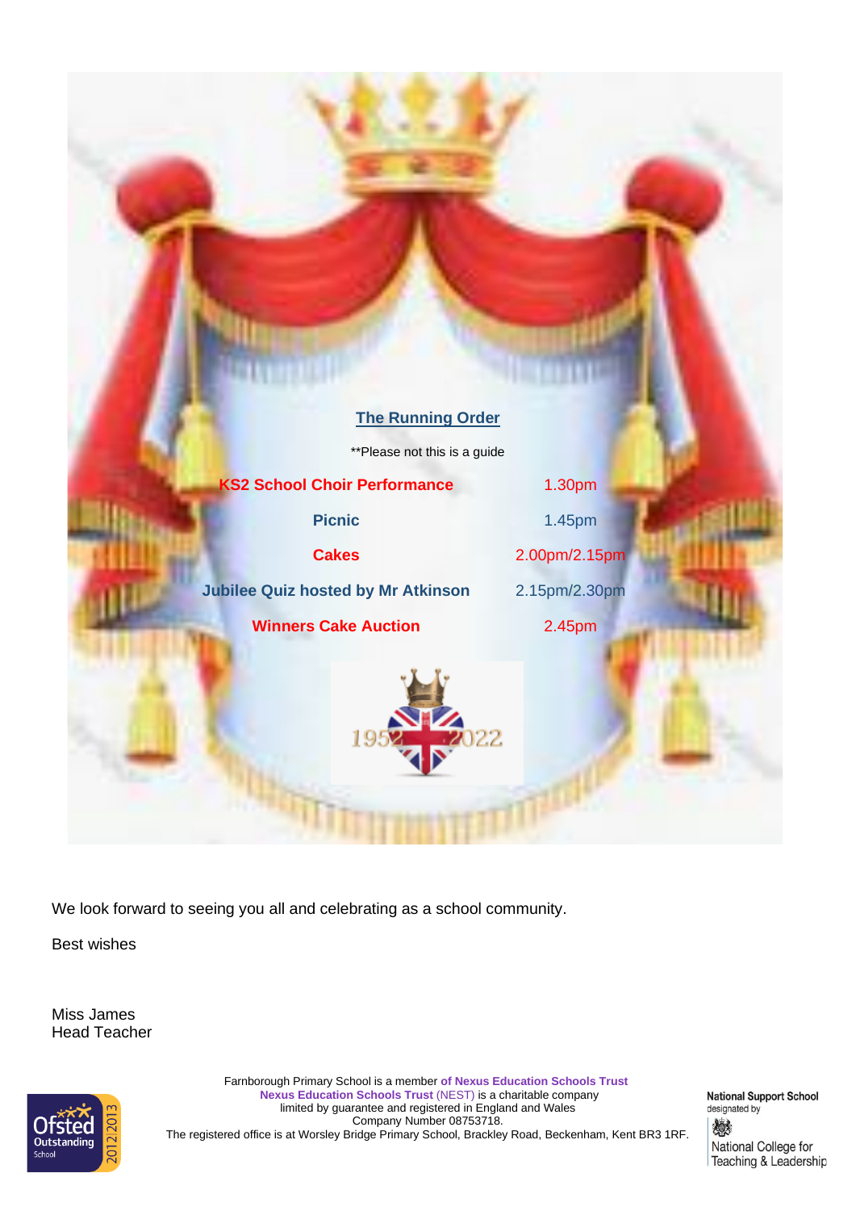## The Running Order

**Please not this is a guide

| | |
|---|---|
| **KS2 School Choir Performance** | 1.30pm |
| **Picnic** | 1.45pm |
| **Cakes** | 2.00pm/2.15pm |
| **Jubilee Quiz hosted by Mr Atkinson** | 2.15pm/2.30pm |
| **Winners Cake Auction** | 2.45pm |

1952 2022

We look forward to seeing you all and celebrating as a school community.

Best wishes

Miss James
Head Teacher

Farnborough Primary School is a member **of Nexus Education Schools Trust**
**Nexus Education Schools Trust** (NEST) is a charitable company
limited by guarantee and registered in England and Wales
Company Number 08753718.
The registered office is at Worsley Bridge Primary School, Brackley Road, Beckenham, Kent BR3 1RF.

Ofsted Outstanding School 2012|2013

National Support School designated by National College for Teaching & Leadership